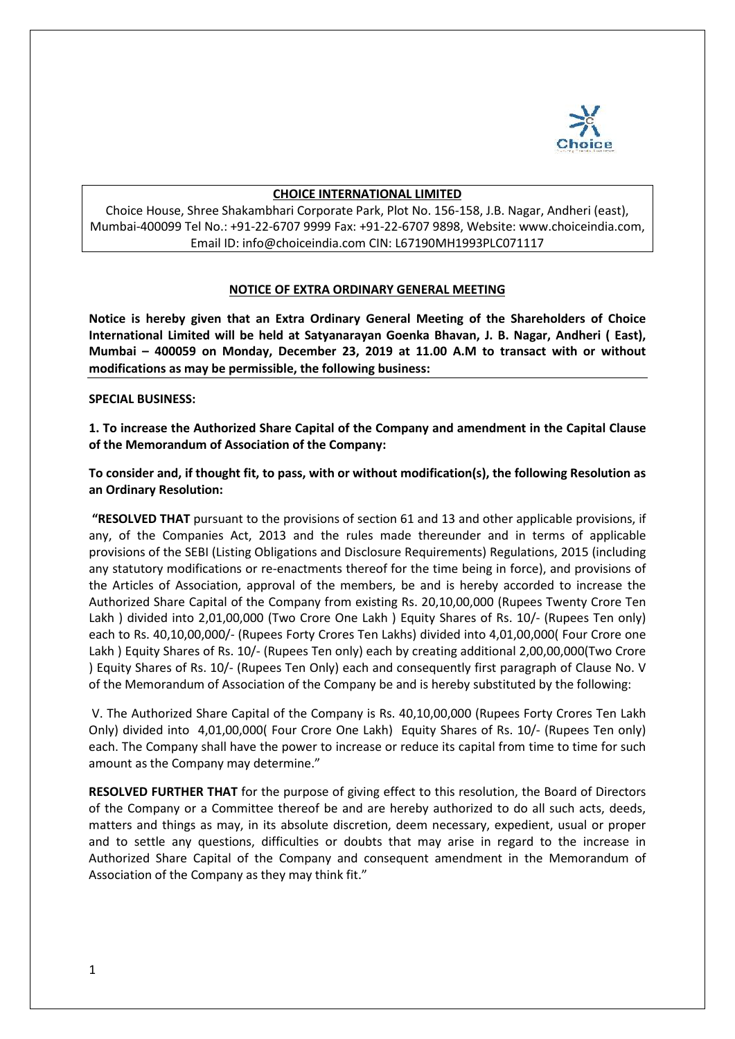**CHOICE INTERNATIONAL LIMITED**

Choice House, Shree Shakambhari Corporate Park, Plot No. 156-158, J.B. Nagar, Andheri (east), Mumbai-400099 Tel No.: +91-22-6707 9999 Fax: +91-22-6707 9898, Website: www.choiceindia.com, Email ID: info@choiceindia.com CIN: L67190MH1993PLC071117

## NOTICE OF EXTRA ORDINARY GENERAL MEETING

**Notice is hereby given that an Extra Ordinary General Meeting of the Shareholders of Choice International Limited will be held at Satyanarayan Goenka Bhavan, J. B. Nagar, Andheri ( East), Mumbai – 400059 on Monday, December 23, 2019 at 11.00 A.M to transact with or without modifications as may be permissible, the following business:**

**SPECIAL BUSINESS:**

**1. To increase the Authorized Share Capital of the Company and amendment in the Capital Clause of the Memorandum of Association of the Company:**

**To consider and, if thought fit, to pass, with or without modification(s), the following Resolution as an Ordinary Resolution:**

**"RESOLVED THAT** pursuant to the provisions of section 61 and 13 and other applicable provisions, if any, of the Companies Act, 2013 and the rules made thereunder and in terms of applicable provisions of the SEBI (Listing Obligations and Disclosure Requirements) Regulations, 2015 (including any statutory modifications or re-enactments thereof for the time being in force), and provisions of the Articles of Association, approval of the members, be and is hereby accorded to increase the Authorized Share Capital of the Company from existing Rs. 20,10,00,000 (Rupees Twenty Crore Ten Lakh ) divided into 2,01,00,000 (Two Crore One Lakh ) Equity Shares of Rs. 10/- (Rupees Ten only) each to Rs. 40,10,00,000/- (Rupees Forty Crores Ten Lakhs) divided into 4,01,00,000( Four Crore one Lakh ) Equity Shares of Rs. 10/- (Rupees Ten only) each by creating additional 2,00,00,000(Two Crore ) Equity Shares of Rs. 10/- (Rupees Ten Only) each and consequently first paragraph of Clause No. V of the Memorandum of Association of the Company be and is hereby substituted by the following:

V. The Authorized Share Capital of the Company is Rs. 40,10,00,000 (Rupees Forty Crores Ten Lakh Only) divided into 4,01,00,000( Four Crore One Lakh) Equity Shares of Rs. 10/- (Rupees Ten only) each. The Company shall have the power to increase or reduce its capital from time to time for such amount as the Company may determine."

**RESOLVED FURTHER THAT** for the purpose of giving effect to this resolution, the Board of Directors of the Company or a Committee thereof be and are hereby authorized to do all such acts, deeds, matters and things as may, in its absolute discretion, deem necessary, expedient, usual or proper and to settle any questions, difficulties or doubts that may arise in regard to the increase in Authorized Share Capital of the Company and consequent amendment in the Memorandum of Association of the Company as they may think fit."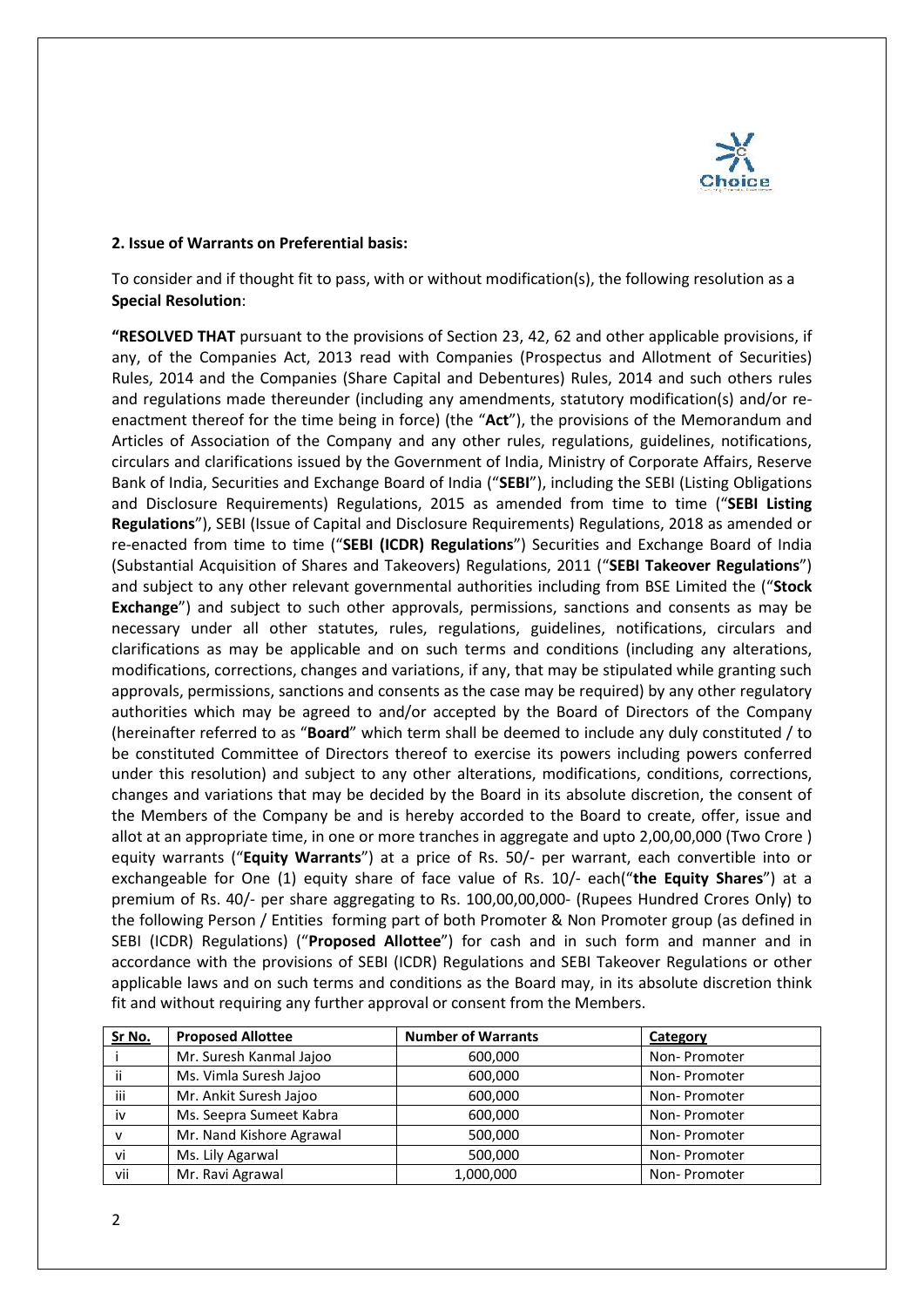**2. Issue of Warrants on Preferential basis:**

To consider and if thought fit to pass, with or without modification(s), the following resolution as a **Special Resolution**:

**"RESOLVED THAT** pursuant to the provisions of Section 23, 42, 62 and other applicable provisions, if any, of the Companies Act, 2013 read with Companies (Prospectus and Allotment of Securities) Rules, 2014 and the Companies (Share Capital and Debentures) Rules, 2014 and such others rules and regulations made thereunder (including any amendments, statutory modification(s) and/or re-enactment thereof for the time being in force) (the "**Act**"), the provisions of the Memorandum and Articles of Association of the Company and any other rules, regulations, guidelines, notifications, circulars and clarifications issued by the Government of India, Ministry of Corporate Affairs, Reserve Bank of India, Securities and Exchange Board of India ("**SEBI**"), including the SEBI (Listing Obligations and Disclosure Requirements) Regulations, 2015 as amended from time to time ("**SEBI Listing Regulations**"), SEBI (Issue of Capital and Disclosure Requirements) Regulations, 2018 as amended or re-enacted from time to time ("**SEBI (ICDR) Regulations**") Securities and Exchange Board of India (Substantial Acquisition of Shares and Takeovers) Regulations, 2011 ("**SEBI Takeover Regulations**") and subject to any other relevant governmental authorities including from BSE Limited the ("**Stock Exchange**") and subject to such other approvals, permissions, sanctions and consents as may be necessary under all other statutes, rules, regulations, guidelines, notifications, circulars and clarifications as may be applicable and on such terms and conditions (including any alterations, modifications, corrections, changes and variations, if any, that may be stipulated while granting such approvals, permissions, sanctions and consents as the case may be required) by any other regulatory authorities which may be agreed to and/or accepted by the Board of Directors of the Company (hereinafter referred to as "**Board**" which term shall be deemed to include any duly constituted / to be constituted Committee of Directors thereof to exercise its powers including powers conferred under this resolution) and subject to any other alterations, modifications, conditions, corrections, changes and variations that may be decided by the Board in its absolute discretion, the consent of the Members of the Company be and is hereby accorded to the Board to create, offer, issue and allot at an appropriate time, in one or more tranches in aggregate and upto 2,00,00,000 (Two Crore ) equity warrants ("**Equity Warrants**") at a price of Rs. 50/- per warrant, each convertible into or exchangeable for One (1) equity share of face value of Rs. 10/- each("**the Equity Shares**") at a premium of Rs. 40/- per share aggregating to Rs. 100,00,00,000- (Rupees Hundred Crores Only) to the following Person / Entities forming part of both Promoter & Non Promoter group (as defined in SEBI (ICDR) Regulations) ("**Proposed Allottee**") for cash and in such form and manner and in accordance with the provisions of SEBI (ICDR) Regulations and SEBI Takeover Regulations or other applicable laws and on such terms and conditions as the Board may, in its absolute discretion think fit and without requiring any further approval or consent from the Members.

| Sr No. | Proposed Allottee | Number of Warrants | Category |
|---|---|---|---|
| i | Mr. Suresh Kanmal Jajoo | 600,000 | Non- Promoter |
| ii | Ms. Vimla Suresh Jajoo | 600,000 | Non- Promoter |
| iii | Mr. Ankit Suresh Jajoo | 600,000 | Non- Promoter |
| iv | Ms. Seepra Sumeet Kabra | 600,000 | Non- Promoter |
| v | Mr. Nand Kishore Agrawal | 500,000 | Non- Promoter |
| vi | Ms. Lily Agarwal | 500,000 | Non- Promoter |
| vii | Mr. Ravi Agrawal | 1,000,000 | Non- Promoter |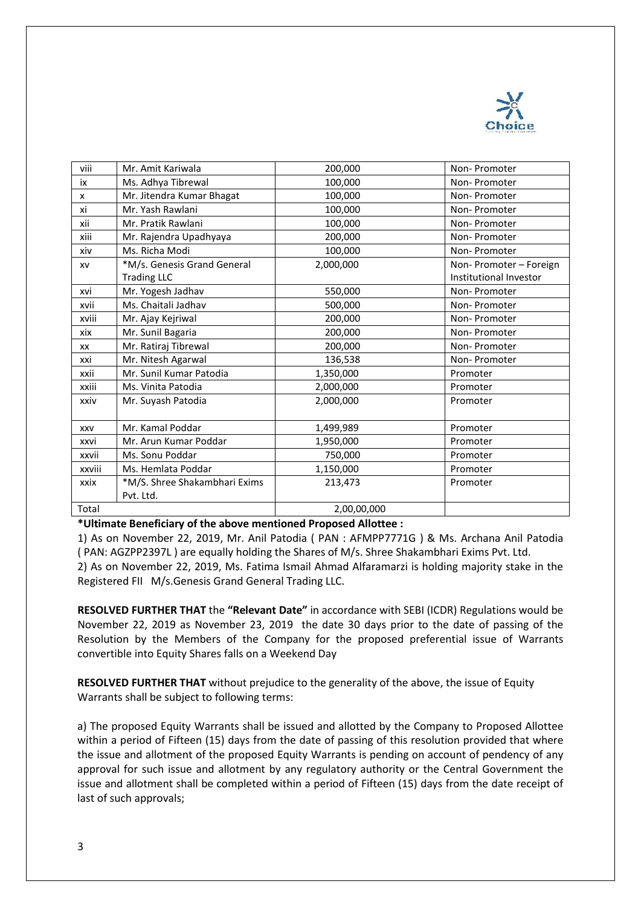| viii | Mr. Amit Kariwala | 200,000 | Non- Promoter |
|---|---|---|---|
| ix | Ms. Adhya Tibrewal | 100,000 | Non- Promoter |
| x | Mr. Jitendra Kumar Bhagat | 100,000 | Non- Promoter |
| xi | Mr. Yash Rawlani | 100,000 | Non- Promoter |
| xii | Mr. Pratik Rawlani | 100,000 | Non- Promoter |
| xiii | Mr. Rajendra Upadhyaya | 200,000 | Non- Promoter |
| xiv | Ms. Richa Modi | 100,000 | Non- Promoter |
| xv | *M/s. Genesis Grand General Trading LLC | 2,000,000 | Non- Promoter – Foreign Institutional Investor |
| xvi | Mr. Yogesh Jadhav | 550,000 | Non- Promoter |
| xvii | Ms. Chaitali Jadhav | 500,000 | Non- Promoter |
| xviii | Mr. Ajay Kejriwal | 200,000 | Non- Promoter |
| xix | Mr. Sunil Bagaria | 200,000 | Non- Promoter |
| xx | Mr. Ratiraj Tibrewal | 200,000 | Non- Promoter |
| xxi | Mr. Nitesh Agarwal | 136,538 | Non- Promoter |
| xxii | Mr. Sunil Kumar Patodia | 1,350,000 | Promoter |
| xxiii | Ms. Vinita Patodia | 2,000,000 | Promoter |
| xxiv | Mr. Suyash Patodia | 2,000,000 | Promoter |
| xxv | Mr. Kamal Poddar | 1,499,989 | Promoter |
| xxvi | Mr. Arun Kumar Poddar | 1,950,000 | Promoter |
| xxvii | Ms. Sonu Poddar | 750,000 | Promoter |
| xxviii | Ms. Hemlata Poddar | 1,150,000 | Promoter |
| xxix | *M/S. Shree Shakambhari Exims Pvt. Ltd. | 213,473 | Promoter |
| Total | | 2,00,00,000 | |

**\*Ultimate Beneficiary of the above mentioned Proposed Allottee :**

1) As on November 22, 2019, Mr. Anil Patodia ( PAN : AFMPP7771G ) & Ms. Archana Anil Patodia ( PAN: AGZPP2397L ) are equally holding the Shares of M/s. Shree Shakambhari Exims Pvt. Ltd.

2) As on November 22, 2019, Ms. Fatima Ismail Ahmad Alfaramarzi is holding majority stake in the Registered FII M/s.Genesis Grand General Trading LLC.

**RESOLVED FURTHER THAT** the **"Relevant Date"** in accordance with SEBI (ICDR) Regulations would be November 22, 2019 as November 23, 2019 the date 30 days prior to the date of passing of the Resolution by the Members of the Company for the proposed preferential issue of Warrants convertible into Equity Shares falls on a Weekend Day

**RESOLVED FURTHER THAT** without prejudice to the generality of the above, the issue of Equity Warrants shall be subject to following terms:

a) The proposed Equity Warrants shall be issued and allotted by the Company to Proposed Allottee within a period of Fifteen (15) days from the date of passing of this resolution provided that where the issue and allotment of the proposed Equity Warrants is pending on account of pendency of any approval for such issue and allotment by any regulatory authority or the Central Government the issue and allotment shall be completed within a period of Fifteen (15) days from the date receipt of last of such approvals;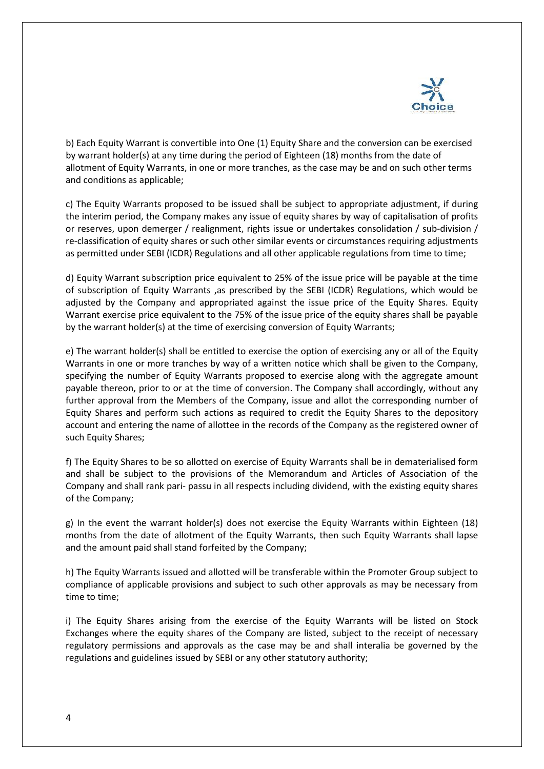b) Each Equity Warrant is convertible into One (1) Equity Share and the conversion can be exercised by warrant holder(s) at any time during the period of Eighteen (18) months from the date of allotment of Equity Warrants, in one or more tranches, as the case may be and on such other terms and conditions as applicable;

c) The Equity Warrants proposed to be issued shall be subject to appropriate adjustment, if during the interim period, the Company makes any issue of equity shares by way of capitalisation of profits or reserves, upon demerger / realignment, rights issue or undertakes consolidation / sub-division / re-classification of equity shares or such other similar events or circumstances requiring adjustments as permitted under SEBI (ICDR) Regulations and all other applicable regulations from time to time;

d) Equity Warrant subscription price equivalent to 25% of the issue price will be payable at the time of subscription of Equity Warrants ,as prescribed by the SEBI (ICDR) Regulations, which would be adjusted by the Company and appropriated against the issue price of the Equity Shares. Equity Warrant exercise price equivalent to the 75% of the issue price of the equity shares shall be payable by the warrant holder(s) at the time of exercising conversion of Equity Warrants;

e) The warrant holder(s) shall be entitled to exercise the option of exercising any or all of the Equity Warrants in one or more tranches by way of a written notice which shall be given to the Company, specifying the number of Equity Warrants proposed to exercise along with the aggregate amount payable thereon, prior to or at the time of conversion. The Company shall accordingly, without any further approval from the Members of the Company, issue and allot the corresponding number of Equity Shares and perform such actions as required to credit the Equity Shares to the depository account and entering the name of allottee in the records of the Company as the registered owner of such Equity Shares;

f) The Equity Shares to be so allotted on exercise of Equity Warrants shall be in dematerialised form and shall be subject to the provisions of the Memorandum and Articles of Association of the Company and shall rank pari- passu in all respects including dividend, with the existing equity shares of the Company;

g) In the event the warrant holder(s) does not exercise the Equity Warrants within Eighteen (18) months from the date of allotment of the Equity Warrants, then such Equity Warrants shall lapse and the amount paid shall stand forfeited by the Company;

h) The Equity Warrants issued and allotted will be transferable within the Promoter Group subject to compliance of applicable provisions and subject to such other approvals as may be necessary from time to time;

i) The Equity Shares arising from the exercise of the Equity Warrants will be listed on Stock Exchanges where the equity shares of the Company are listed, subject to the receipt of necessary regulatory permissions and approvals as the case may be and shall interalia be governed by the regulations and guidelines issued by SEBI or any other statutory authority;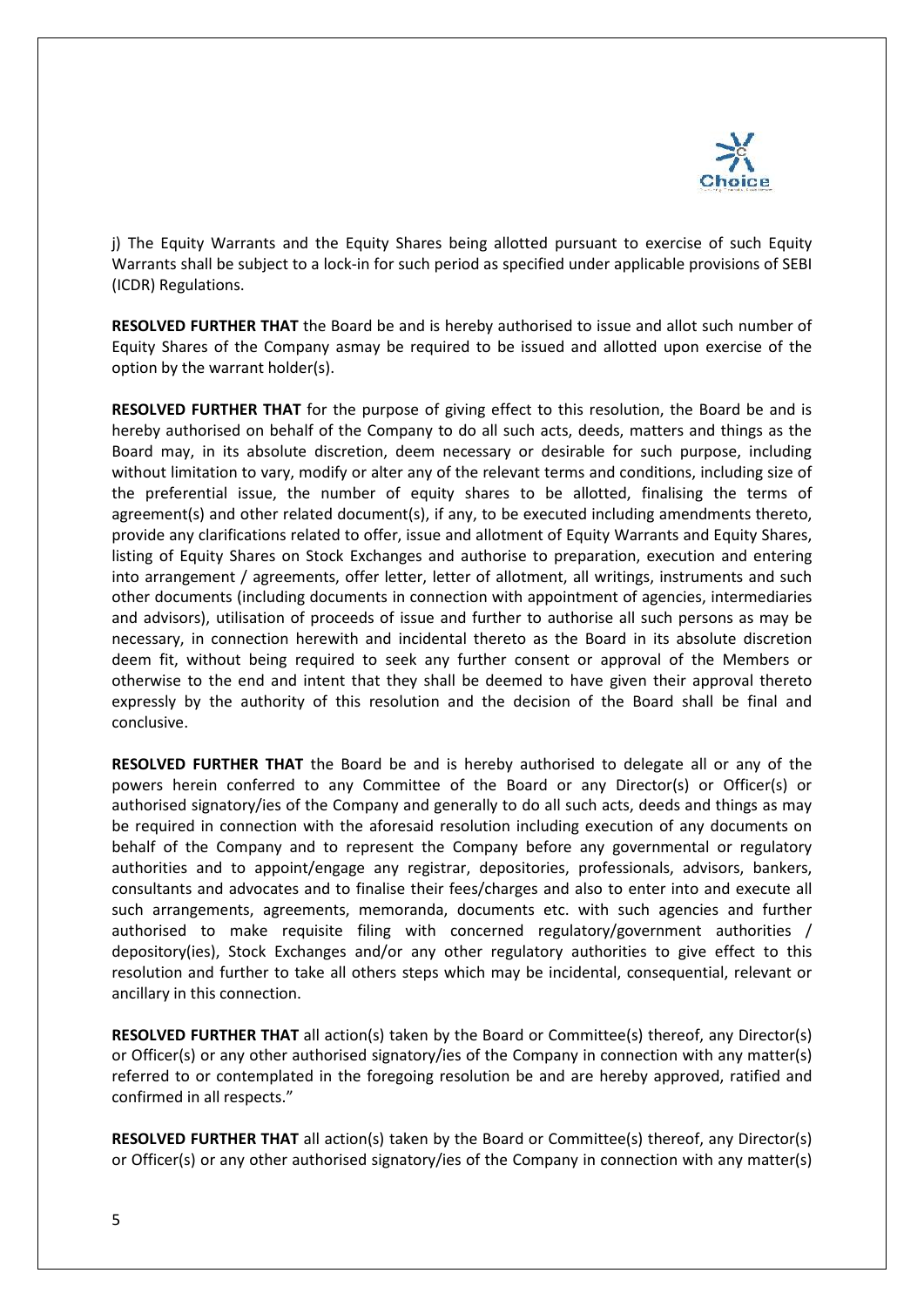j) The Equity Warrants and the Equity Shares being allotted pursuant to exercise of such Equity Warrants shall be subject to a lock-in for such period as specified under applicable provisions of SEBI (ICDR) Regulations.

**RESOLVED FURTHER THAT** the Board be and is hereby authorised to issue and allot such number of Equity Shares of the Company asmay be required to be issued and allotted upon exercise of the option by the warrant holder(s).

**RESOLVED FURTHER THAT** for the purpose of giving effect to this resolution, the Board be and is hereby authorised on behalf of the Company to do all such acts, deeds, matters and things as the Board may, in its absolute discretion, deem necessary or desirable for such purpose, including without limitation to vary, modify or alter any of the relevant terms and conditions, including size of the preferential issue, the number of equity shares to be allotted, finalising the terms of agreement(s) and other related document(s), if any, to be executed including amendments thereto, provide any clarifications related to offer, issue and allotment of Equity Warrants and Equity Shares, listing of Equity Shares on Stock Exchanges and authorise to preparation, execution and entering into arrangement / agreements, offer letter, letter of allotment, all writings, instruments and such other documents (including documents in connection with appointment of agencies, intermediaries and advisors), utilisation of proceeds of issue and further to authorise all such persons as may be necessary, in connection herewith and incidental thereto as the Board in its absolute discretion deem fit, without being required to seek any further consent or approval of the Members or otherwise to the end and intent that they shall be deemed to have given their approval thereto expressly by the authority of this resolution and the decision of the Board shall be final and conclusive.

**RESOLVED FURTHER THAT** the Board be and is hereby authorised to delegate all or any of the powers herein conferred to any Committee of the Board or any Director(s) or Officer(s) or authorised signatory/ies of the Company and generally to do all such acts, deeds and things as may be required in connection with the aforesaid resolution including execution of any documents on behalf of the Company and to represent the Company before any governmental or regulatory authorities and to appoint/engage any registrar, depositories, professionals, advisors, bankers, consultants and advocates and to finalise their fees/charges and also to enter into and execute all such arrangements, agreements, memoranda, documents etc. with such agencies and further authorised to make requisite filing with concerned regulatory/government authorities / depository(ies), Stock Exchanges and/or any other regulatory authorities to give effect to this resolution and further to take all others steps which may be incidental, consequential, relevant or ancillary in this connection.

**RESOLVED FURTHER THAT** all action(s) taken by the Board or Committee(s) thereof, any Director(s) or Officer(s) or any other authorised signatory/ies of the Company in connection with any matter(s) referred to or contemplated in the foregoing resolution be and are hereby approved, ratified and confirmed in all respects."

**RESOLVED FURTHER THAT** all action(s) taken by the Board or Committee(s) thereof, any Director(s) or Officer(s) or any other authorised signatory/ies of the Company in connection with any matter(s)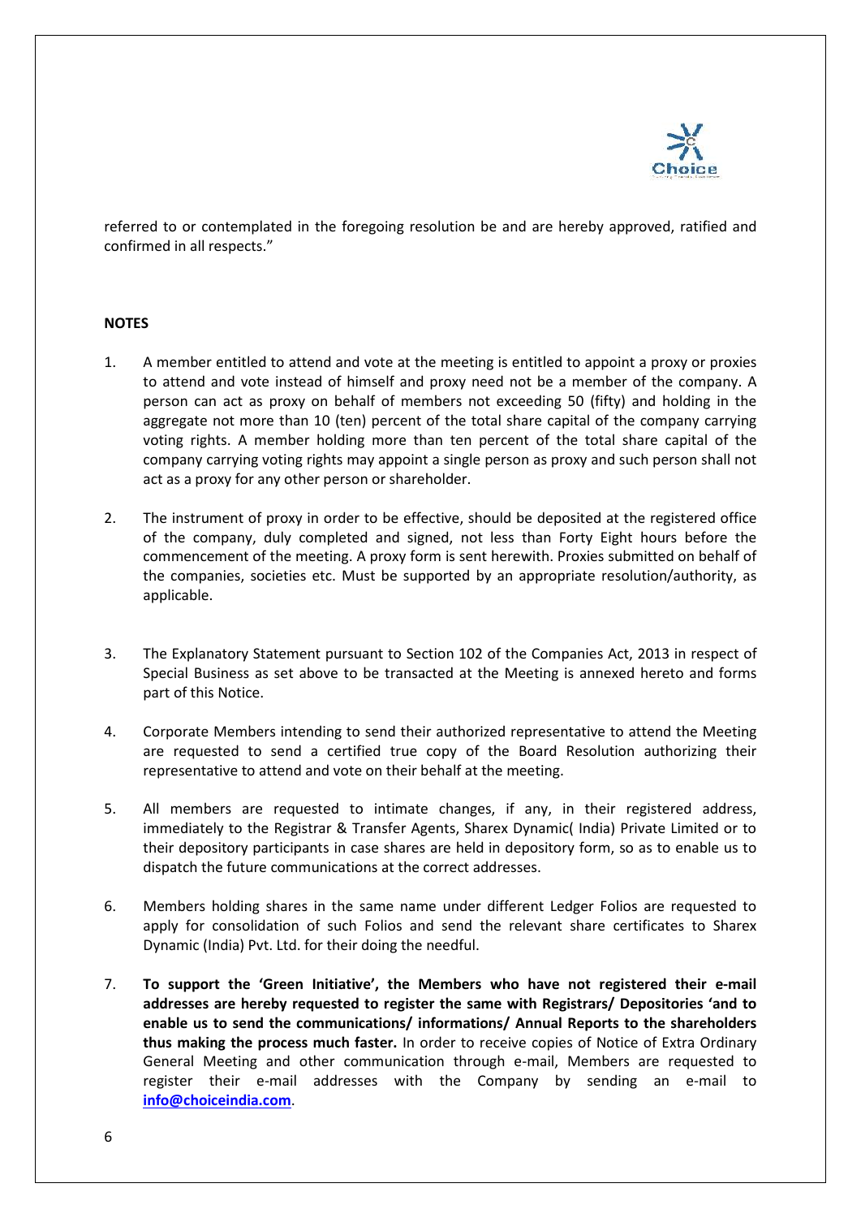referred to or contemplated in the foregoing resolution be and are hereby approved, ratified and confirmed in all respects."

**NOTES**

1. A member entitled to attend and vote at the meeting is entitled to appoint a proxy or proxies to attend and vote instead of himself and proxy need not be a member of the company. A person can act as proxy on behalf of members not exceeding 50 (fifty) and holding in the aggregate not more than 10 (ten) percent of the total share capital of the company carrying voting rights. A member holding more than ten percent of the total share capital of the company carrying voting rights may appoint a single person as proxy and such person shall not act as a proxy for any other person or shareholder.

2. The instrument of proxy in order to be effective, should be deposited at the registered office of the company, duly completed and signed, not less than Forty Eight hours before the commencement of the meeting. A proxy form is sent herewith. Proxies submitted on behalf of the companies, societies etc. Must be supported by an appropriate resolution/authority, as applicable.

3. The Explanatory Statement pursuant to Section 102 of the Companies Act, 2013 in respect of Special Business as set above to be transacted at the Meeting is annexed hereto and forms part of this Notice.

4. Corporate Members intending to send their authorized representative to attend the Meeting are requested to send a certified true copy of the Board Resolution authorizing their representative to attend and vote on their behalf at the meeting.

5. All members are requested to intimate changes, if any, in their registered address, immediately to the Registrar & Transfer Agents, Sharex Dynamic( India) Private Limited or to their depository participants in case shares are held in depository form, so as to enable us to dispatch the future communications at the correct addresses.

6. Members holding shares in the same name under different Ledger Folios are requested to apply for consolidation of such Folios and send the relevant share certificates to Sharex Dynamic (India) Pvt. Ltd. for their doing the needful.

7. **To support the 'Green Initiative', the Members who have not registered their e-mail addresses are hereby requested to register the same with Registrars/ Depositories 'and to enable us to send the communications/ informations/ Annual Reports to the shareholders thus making the process much faster.** In order to receive copies of Notice of Extra Ordinary General Meeting and other communication through e-mail, Members are requested to register their e-mail addresses with the Company by sending an e-mail to **info@choiceindia.com**.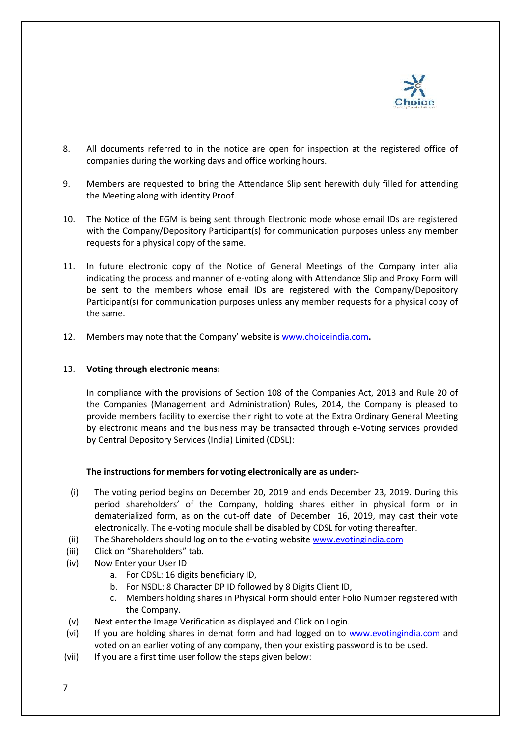8. All documents referred to in the notice are open for inspection at the registered office of companies during the working days and office working hours.

9. Members are requested to bring the Attendance Slip sent herewith duly filled for attending the Meeting along with identity Proof.

10. The Notice of the EGM is being sent through Electronic mode whose email IDs are registered with the Company/Depository Participant(s) for communication purposes unless any member requests for a physical copy of the same.

11. In future electronic copy of the Notice of General Meetings of the Company inter alia indicating the process and manner of e-voting along with Attendance Slip and Proxy Form will be sent to the members whose email IDs are registered with the Company/Depository Participant(s) for communication purposes unless any member requests for a physical copy of the same.

12. Members may note that the Company' website is www.choiceindia.com**.**

13. **Voting through electronic means:**

    In compliance with the provisions of Section 108 of the Companies Act, 2013 and Rule 20 of the Companies (Management and Administration) Rules, 2014, the Company is pleased to provide members facility to exercise their right to vote at the Extra Ordinary General Meeting by electronic means and the business may be transacted through e-Voting services provided by Central Depository Services (India) Limited (CDSL):

    **The instructions for members for voting electronically are as under:-**

    (i) The voting period begins on December 20, 2019 and ends December 23, 2019. During this period shareholders' of the Company, holding shares either in physical form or in dematerialized form, as on the cut-off date of December 16, 2019, may cast their vote electronically. The e-voting module shall be disabled by CDSL for voting thereafter.

    (ii) The Shareholders should log on to the e-voting website www.evotingindia.com

    (iii) Click on "Shareholders" tab.

    (iv) Now Enter your User ID
        a. For CDSL: 16 digits beneficiary ID,
        b. For NSDL: 8 Character DP ID followed by 8 Digits Client ID,
        c. Members holding shares in Physical Form should enter Folio Number registered with the Company.

    (v) Next enter the Image Verification as displayed and Click on Login.

    (vi) If you are holding shares in demat form and had logged on to www.evotingindia.com and voted on an earlier voting of any company, then your existing password is to be used.

    (vii) If you are a first time user follow the steps given below: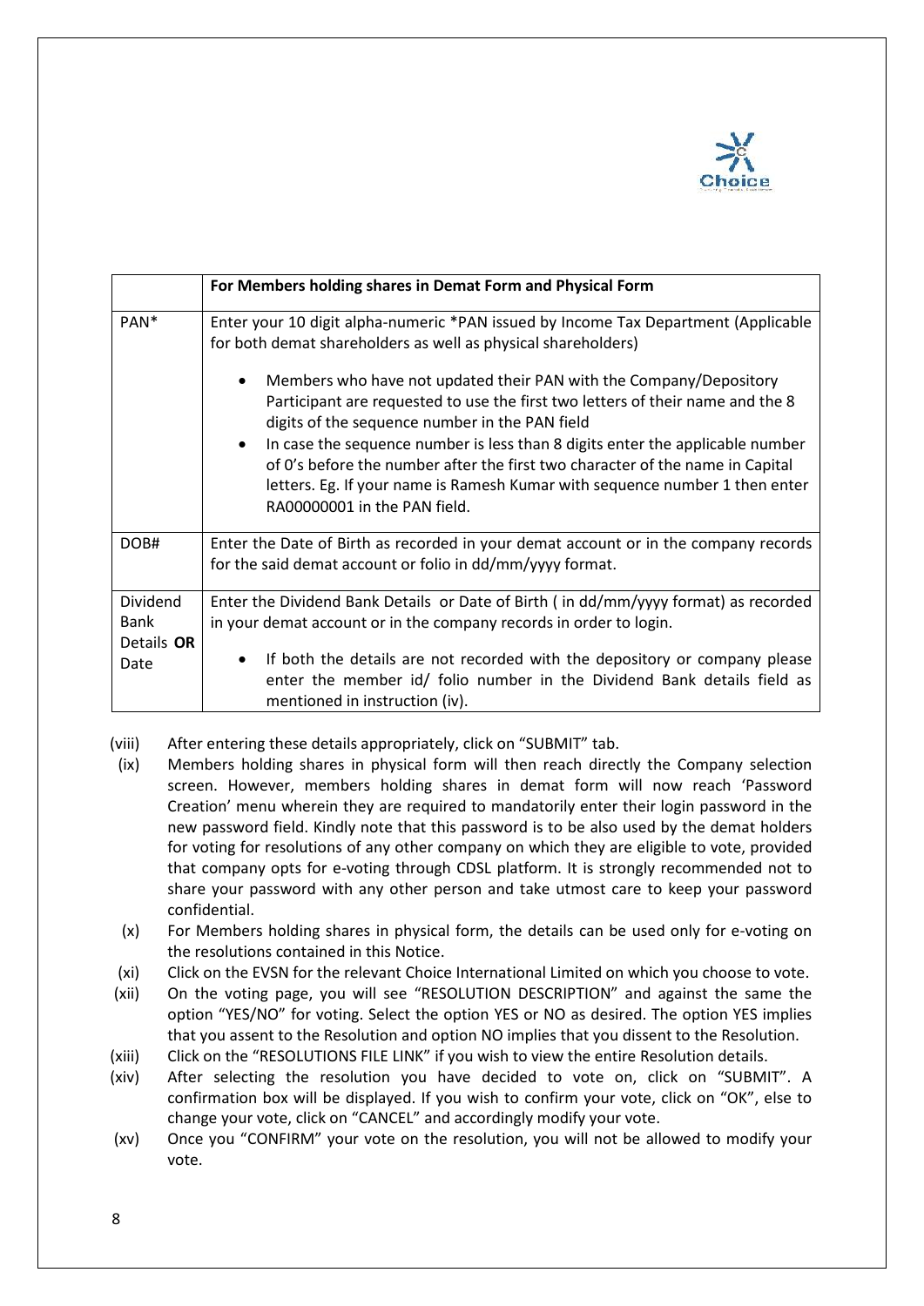| | For Members holding shares in Demat Form and Physical Form |
|---|---|
| PAN* | Enter your 10 digit alpha-numeric *PAN issued by Income Tax Department (Applicable for both demat shareholders as well as physical shareholders)<br>• Members who have not updated their PAN with the Company/Depository Participant are requested to use the first two letters of their name and the 8 digits of the sequence number in the PAN field<br>• In case the sequence number is less than 8 digits enter the applicable number of 0's before the number after the first two character of the name in Capital letters. Eg. If your name is Ramesh Kumar with sequence number 1 then enter RA00000001 in the PAN field. |
| DOB# | Enter the Date of Birth as recorded in your demat account or in the company records for the said demat account or folio in dd/mm/yyyy format. |
| Dividend Bank Details **OR** Date | Enter the Dividend Bank Details or Date of Birth ( in dd/mm/yyyy format) as recorded in your demat account or in the company records in order to login.<br>• If both the details are not recorded with the depository or company please enter the member id/ folio number in the Dividend Bank details field as mentioned in instruction (iv). |

(viii) After entering these details appropriately, click on "SUBMIT" tab.

(ix) Members holding shares in physical form will then reach directly the Company selection screen. However, members holding shares in demat form will now reach 'Password Creation' menu wherein they are required to mandatorily enter their login password in the new password field. Kindly note that this password is to be also used by the demat holders for voting for resolutions of any other company on which they are eligible to vote, provided that company opts for e-voting through CDSL platform. It is strongly recommended not to share your password with any other person and take utmost care to keep your password confidential.

(x) For Members holding shares in physical form, the details can be used only for e-voting on the resolutions contained in this Notice.

(xi) Click on the EVSN for the relevant Choice International Limited on which you choose to vote.

(xii) On the voting page, you will see "RESOLUTION DESCRIPTION" and against the same the option "YES/NO" for voting. Select the option YES or NO as desired. The option YES implies that you assent to the Resolution and option NO implies that you dissent to the Resolution.

(xiii) Click on the "RESOLUTIONS FILE LINK" if you wish to view the entire Resolution details.

(xiv) After selecting the resolution you have decided to vote on, click on "SUBMIT". A confirmation box will be displayed. If you wish to confirm your vote, click on "OK", else to change your vote, click on "CANCEL" and accordingly modify your vote.

(xv) Once you "CONFIRM" your vote on the resolution, you will not be allowed to modify your vote.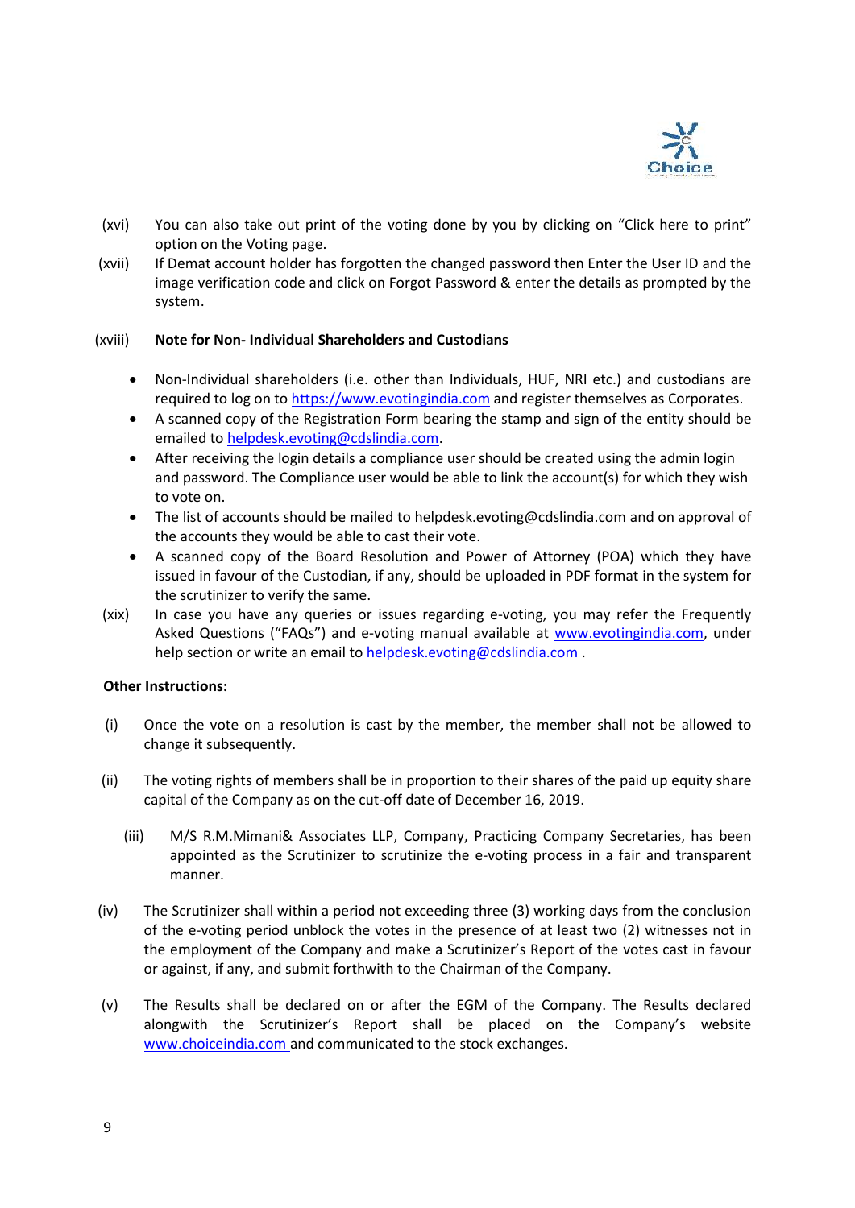(xvi) You can also take out print of the voting done by you by clicking on "Click here to print" option on the Voting page.

(xvii) If Demat account holder has forgotten the changed password then Enter the User ID and the image verification code and click on Forgot Password & enter the details as prompted by the system.

(xviii) **Note for Non- Individual Shareholders and Custodians**

- Non-Individual shareholders (i.e. other than Individuals, HUF, NRI etc.) and custodians are required to log on to https://www.evotingindia.com and register themselves as Corporates.
- A scanned copy of the Registration Form bearing the stamp and sign of the entity should be emailed to helpdesk.evoting@cdslindia.com.
- After receiving the login details a compliance user should be created using the admin login and password. The Compliance user would be able to link the account(s) for which they wish to vote on.
- The list of accounts should be mailed to helpdesk.evoting@cdslindia.com and on approval of the accounts they would be able to cast their vote.
- A scanned copy of the Board Resolution and Power of Attorney (POA) which they have issued in favour of the Custodian, if any, should be uploaded in PDF format in the system for the scrutinizer to verify the same.

(xix) In case you have any queries or issues regarding e-voting, you may refer the Frequently Asked Questions ("FAQs") and e-voting manual available at www.evotingindia.com, under help section or write an email to helpdesk.evoting@cdslindia.com .

**Other Instructions:**

(i) Once the vote on a resolution is cast by the member, the member shall not be allowed to change it subsequently.

(ii) The voting rights of members shall be in proportion to their shares of the paid up equity share capital of the Company as on the cut-off date of December 16, 2019.

(iii) M/S R.M.Mimani& Associates LLP, Company, Practicing Company Secretaries, has been appointed as the Scrutinizer to scrutinize the e-voting process in a fair and transparent manner.

(iv) The Scrutinizer shall within a period not exceeding three (3) working days from the conclusion of the e-voting period unblock the votes in the presence of at least two (2) witnesses not in the employment of the Company and make a Scrutinizer's Report of the votes cast in favour or against, if any, and submit forthwith to the Chairman of the Company.

(v) The Results shall be declared on or after the EGM of the Company. The Results declared alongwith the Scrutinizer's Report shall be placed on the Company's website www.choiceindia.com and communicated to the stock exchanges.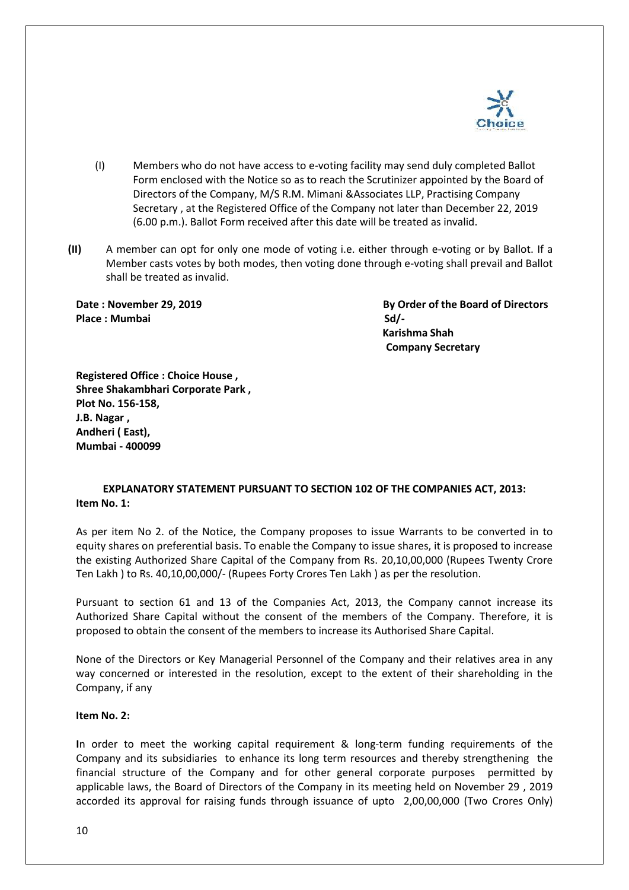(I) Members who do not have access to e-voting facility may send duly completed Ballot Form enclosed with the Notice so as to reach the Scrutinizer appointed by the Board of Directors of the Company, M/S R.M. Mimani &Associates LLP, Practising Company Secretary , at the Registered Office of the Company not later than December 22, 2019 (6.00 p.m.). Ballot Form received after this date will be treated as invalid.

**(II)** A member can opt for only one mode of voting i.e. either through e-voting or by Ballot. If a Member casts votes by both modes, then voting done through e-voting shall prevail and Ballot shall be treated as invalid.

**Date : November 29, 2019**
**Place : Mumbai**

**By Order of the Board of Directors**
**Sd/-**
**Karishma Shah**
**Company Secretary**

**Registered Office : Choice House ,**
**Shree Shakambhari Corporate Park ,**
**Plot No. 156-158,**
**J.B. Nagar ,**
**Andheri ( East),**
**Mumbai - 400099**

## EXPLANATORY STATEMENT PURSUANT TO SECTION 102 OF THE COMPANIES ACT, 2013:

**Item No. 1:**

As per item No 2. of the Notice, the Company proposes to issue Warrants to be converted in to equity shares on preferential basis. To enable the Company to issue shares, it is proposed to increase the existing Authorized Share Capital of the Company from Rs. 20,10,00,000 (Rupees Twenty Crore Ten Lakh ) to Rs. 40,10,00,000/- (Rupees Forty Crores Ten Lakh ) as per the resolution.

Pursuant to section 61 and 13 of the Companies Act, 2013, the Company cannot increase its Authorized Share Capital without the consent of the members of the Company. Therefore, it is proposed to obtain the consent of the members to increase its Authorised Share Capital.

None of the Directors or Key Managerial Personnel of the Company and their relatives area in any way concerned or interested in the resolution, except to the extent of their shareholding in the Company, if any

**Item No. 2:**

**I**n order to meet the working capital requirement & long-term funding requirements of the Company and its subsidiaries to enhance its long term resources and thereby strengthening the financial structure of the Company and for other general corporate purposes permitted by applicable laws, the Board of Directors of the Company in its meeting held on November 29 , 2019 accorded its approval for raising funds through issuance of upto 2,00,00,000 (Two Crores Only)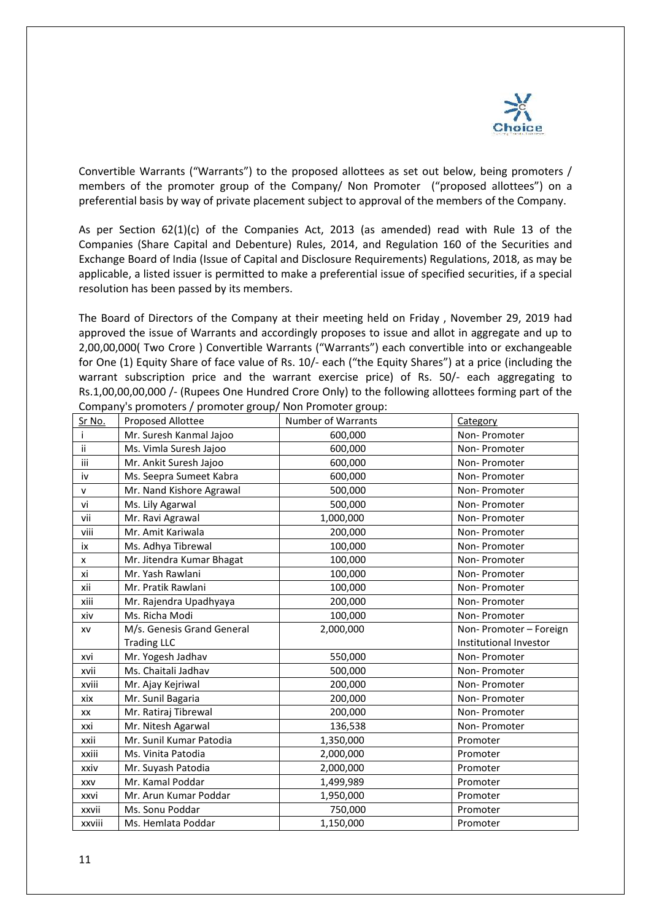Convertible Warrants ("Warrants") to the proposed allottees as set out below, being promoters / members of the promoter group of the Company/ Non Promoter ("proposed allottees") on a preferential basis by way of private placement subject to approval of the members of the Company.

As per Section 62(1)(c) of the Companies Act, 2013 (as amended) read with Rule 13 of the Companies (Share Capital and Debenture) Rules, 2014, and Regulation 160 of the Securities and Exchange Board of India (Issue of Capital and Disclosure Requirements) Regulations, 2018, as may be applicable, a listed issuer is permitted to make a preferential issue of specified securities, if a special resolution has been passed by its members.

The Board of Directors of the Company at their meeting held on Friday , November 29, 2019 had approved the issue of Warrants and accordingly proposes to issue and allot in aggregate and up to 2,00,00,000( Two Crore ) Convertible Warrants ("Warrants") each convertible into or exchangeable for One (1) Equity Share of face value of Rs. 10/- each ("the Equity Shares") at a price (including the warrant subscription price and the warrant exercise price) of Rs. 50/- each aggregating to Rs.1,00,00,00,000 /- (Rupees One Hundred Crore Only) to the following allottees forming part of the Company's promoters / promoter group/ Non Promoter group:

| Sr No. | Proposed Allottee | Number of Warrants | Category |
|---|---|---|---|
| i | Mr. Suresh Kanmal Jajoo | 600,000 | Non- Promoter |
| ii | Ms. Vimla Suresh Jajoo | 600,000 | Non- Promoter |
| iii | Mr. Ankit Suresh Jajoo | 600,000 | Non- Promoter |
| iv | Ms. Seepra Sumeet Kabra | 600,000 | Non- Promoter |
| v | Mr. Nand Kishore Agrawal | 500,000 | Non- Promoter |
| vi | Ms. Lily Agarwal | 500,000 | Non- Promoter |
| vii | Mr. Ravi Agrawal | 1,000,000 | Non- Promoter |
| viii | Mr. Amit Kariwala | 200,000 | Non- Promoter |
| ix | Ms. Adhya Tibrewal | 100,000 | Non- Promoter |
| x | Mr. Jitendra Kumar Bhagat | 100,000 | Non- Promoter |
| xi | Mr. Yash Rawlani | 100,000 | Non- Promoter |
| xii | Mr. Pratik Rawlani | 100,000 | Non- Promoter |
| xiii | Mr. Rajendra Upadhyaya | 200,000 | Non- Promoter |
| xiv | Ms. Richa Modi | 100,000 | Non- Promoter |
| xv | M/s. Genesis Grand General Trading LLC | 2,000,000 | Non- Promoter – Foreign Institutional Investor |
| xvi | Mr. Yogesh Jadhav | 550,000 | Non- Promoter |
| xvii | Ms. Chaitali Jadhav | 500,000 | Non- Promoter |
| xviii | Mr. Ajay Kejriwal | 200,000 | Non- Promoter |
| xix | Mr. Sunil Bagaria | 200,000 | Non- Promoter |
| xx | Mr. Ratiraj Tibrewal | 200,000 | Non- Promoter |
| xxi | Mr. Nitesh Agarwal | 136,538 | Non- Promoter |
| xxii | Mr. Sunil Kumar Patodia | 1,350,000 | Promoter |
| xxiii | Ms. Vinita Patodia | 2,000,000 | Promoter |
| xxiv | Mr. Suyash Patodia | 2,000,000 | Promoter |
| xxv | Mr. Kamal Poddar | 1,499,989 | Promoter |
| xxvi | Mr. Arun Kumar Poddar | 1,950,000 | Promoter |
| xxvii | Ms. Sonu Poddar | 750,000 | Promoter |
| xxviii | Ms. Hemlata Poddar | 1,150,000 | Promoter |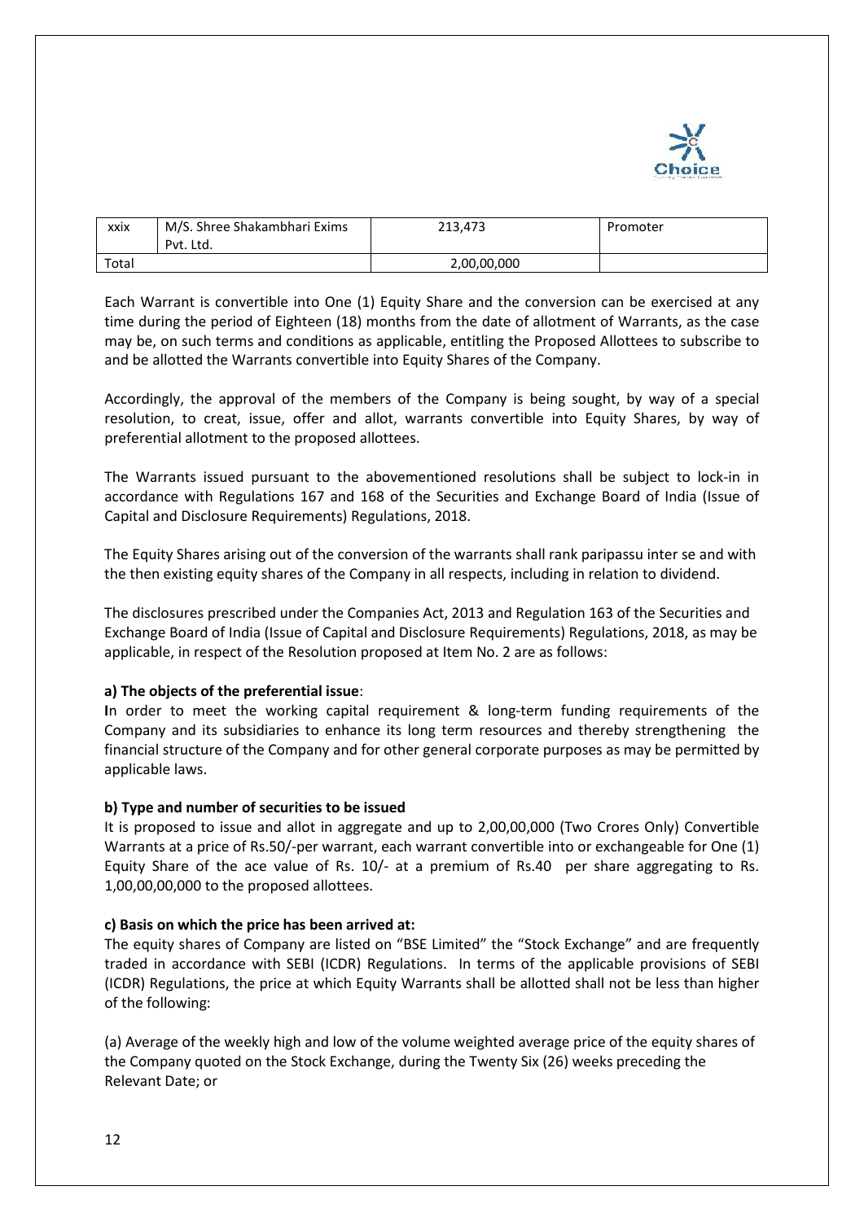| xxix | M/S. Shree Shakambhari Exims Pvt. Ltd. | 213,473 | Promoter |
|---|---|---|---|
| Total | | 2,00,00,000 | |

Each Warrant is convertible into One (1) Equity Share and the conversion can be exercised at any time during the period of Eighteen (18) months from the date of allotment of Warrants, as the case may be, on such terms and conditions as applicable, entitling the Proposed Allottees to subscribe to and be allotted the Warrants convertible into Equity Shares of the Company.

Accordingly, the approval of the members of the Company is being sought, by way of a special resolution, to creat, issue, offer and allot, warrants convertible into Equity Shares, by way of preferential allotment to the proposed allottees.

The Warrants issued pursuant to the abovementioned resolutions shall be subject to lock-in in accordance with Regulations 167 and 168 of the Securities and Exchange Board of India (Issue of Capital and Disclosure Requirements) Regulations, 2018.

The Equity Shares arising out of the conversion of the warrants shall rank paripassu inter se and with the then existing equity shares of the Company in all respects, including in relation to dividend.

The disclosures prescribed under the Companies Act, 2013 and Regulation 163 of the Securities and Exchange Board of India (Issue of Capital and Disclosure Requirements) Regulations, 2018, as may be applicable, in respect of the Resolution proposed at Item No. 2 are as follows:

**a) The objects of the preferential issue**:

**I**n order to meet the working capital requirement & long-term funding requirements of the Company and its subsidiaries to enhance its long term resources and thereby strengthening the financial structure of the Company and for other general corporate purposes as may be permitted by applicable laws.

**b) Type and number of securities to be issued**

It is proposed to issue and allot in aggregate and up to 2,00,00,000 (Two Crores Only) Convertible Warrants at a price of Rs.50/-per warrant, each warrant convertible into or exchangeable for One (1) Equity Share of the ace value of Rs. 10/- at a premium of Rs.40 per share aggregating to Rs. 1,00,00,00,000 to the proposed allottees.

**c) Basis on which the price has been arrived at:**

The equity shares of Company are listed on "BSE Limited" the "Stock Exchange" and are frequently traded in accordance with SEBI (ICDR) Regulations. In terms of the applicable provisions of SEBI (ICDR) Regulations, the price at which Equity Warrants shall be allotted shall not be less than higher of the following:

(a) Average of the weekly high and low of the volume weighted average price of the equity shares of the Company quoted on the Stock Exchange, during the Twenty Six (26) weeks preceding the Relevant Date; or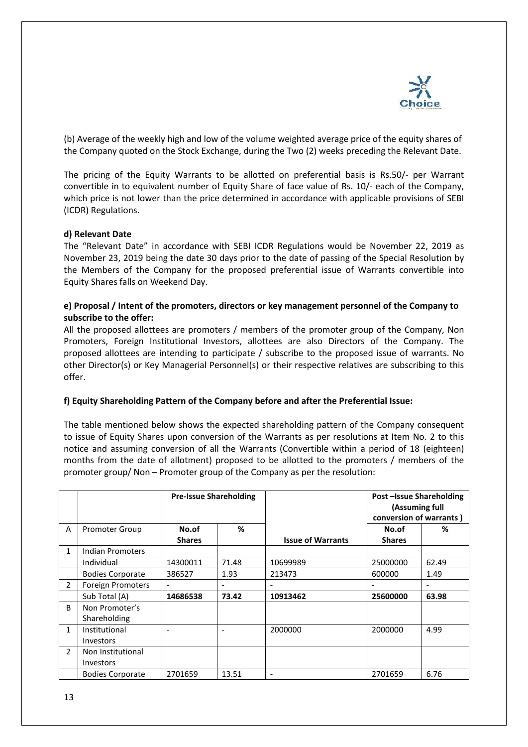(b) Average of the weekly high and low of the volume weighted average price of the equity shares of the Company quoted on the Stock Exchange, during the Two (2) weeks preceding the Relevant Date.

The pricing of the Equity Warrants to be allotted on preferential basis is Rs.50/- per Warrant convertible in to equivalent number of Equity Share of face value of Rs. 10/- each of the Company, which price is not lower than the price determined in accordance with applicable provisions of SEBI (ICDR) Regulations.

**d) Relevant Date**

The "Relevant Date" in accordance with SEBI ICDR Regulations would be November 22, 2019 as November 23, 2019 being the date 30 days prior to the date of passing of the Special Resolution by the Members of the Company for the proposed preferential issue of Warrants convertible into Equity Shares falls on Weekend Day.

**e) Proposal / Intent of the promoters, directors or key management personnel of the Company to subscribe to the offer:**

All the proposed allottees are promoters / members of the promoter group of the Company, Non Promoters, Foreign Institutional Investors, allottees are also Directors of the Company. The proposed allottees are intending to participate / subscribe to the proposed issue of warrants. No other Director(s) or Key Managerial Personnel(s) or their respective relatives are subscribing to this offer.

**f) Equity Shareholding Pattern of the Company before and after the Preferential Issue:**

The table mentioned below shows the expected shareholding pattern of the Company consequent to issue of Equity Shares upon conversion of the Warrants as per resolutions at Item No. 2 to this notice and assuming conversion of all the Warrants (Convertible within a period of 18 (eighteen) months from the date of allotment) proposed to be allotted to the promoters / members of the promoter group/ Non – Promoter group of the Company as per the resolution:

| | | **Pre-Issue Shareholding** | | | **Post –Issue Shareholding (Assuming full conversion of warrants )** | |
|---|---|---|---|---|---|---|
| A | Promoter Group | **No.of Shares** | **%** | **Issue of Warrants** | **No.of Shares** | **%** |
| 1 | Indian Promoters | | | | | |
| | Individual | 14300011 | 71.48 | 10699989 | 25000000 | 62.49 |
| | Bodies Corporate | 386527 | 1.93 | 213473 | 600000 | 1.49 |
| 2 | Foreign Promoters | - | - | - | - | - |
| | Sub Total (A) | **14686538** | **73.42** | **10913462** | **25600000** | **63.98** |
| B | Non Promoter's Shareholding | | | | | |
| 1 | Institutional Investors | - | - | 2000000 | 2000000 | 4.99 |
| 2 | Non Institutional Investors | | | | | |
| | Bodies Corporate | 2701659 | 13.51 | - | 2701659 | 6.76 |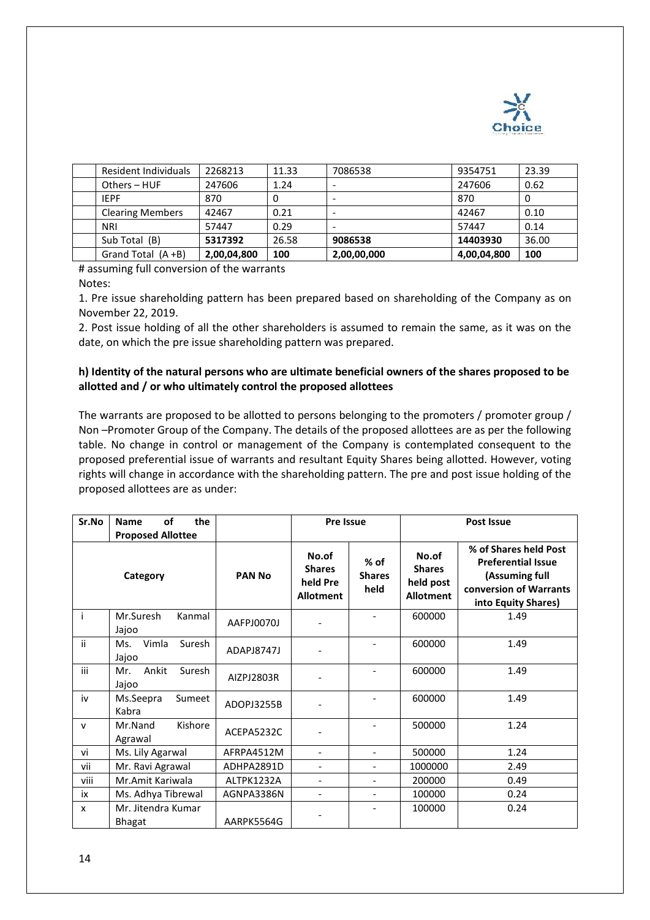|  | Resident Individuals | 2268213 | 11.33 | 7086538 | 9354751 | 23.39 |
|---|---|---|---|---|---|---|
|  | Others – HUF | 247606 | 1.24 | - | 247606 | 0.62 |
|  | IEPF | 870 | 0 | - | 870 | 0 |
|  | Clearing Members | 42467 | 0.21 | - | 42467 | 0.10 |
|  | NRI | 57447 | 0.29 | - | 57447 | 0.14 |
|  | Sub Total (B) | **5317392** | 26.58 | **9086538** | **14403930** | 36.00 |
|  | Grand Total (A +B) | **2,00,04,800** | **100** | **2,00,00,000** | **4,00,04,800** | **100** |

# assuming full conversion of the warrants

Notes:

1. Pre issue shareholding pattern has been prepared based on shareholding of the Company as on November 22, 2019.
2. Post issue holding of all the other shareholders is assumed to remain the same, as it was on the date, on which the pre issue shareholding pattern was prepared.

**h) Identity of the natural persons who are ultimate beneficial owners of the shares proposed to be allotted and / or who ultimately control the proposed allottees**

The warrants are proposed to be allotted to persons belonging to the promoters / promoter group / Non –Promoter Group of the Company. The details of the proposed allottees are as per the following table. No change in control or management of the Company is contemplated consequent to the proposed preferential issue of warrants and resultant Equity Shares being allotted. However, voting rights will change in accordance with the shareholding pattern. The pre and post issue holding of the proposed allottees are as under:

| Sr.No | Name of the Proposed Allottee |  | Pre Issue |  | Post Issue |  |
|---|---|---|---|---|---|---|
| Category |  | PAN No | No.of Shares held Pre Allotment | % of Shares held | No.of Shares held post Allotment | % of Shares held Post Preferential Issue (Assuming full conversion of Warrants into Equity Shares) |
| i | Mr.Suresh Kanmal Jajoo | AAFPJ0070J | - | - | 600000 | 1.49 |
| ii | Ms. Vimla Suresh Jajoo | ADAPJ8747J | - | - | 600000 | 1.49 |
| iii | Mr. Ankit Suresh Jajoo | AIZPJ2803R | - | - | 600000 | 1.49 |
| iv | Ms.Seepra Sumeet Kabra | ADOPJ3255B | - | - | 600000 | 1.49 |
| v | Mr.Nand Kishore Agrawal | ACEPA5232C | - | - | 500000 | 1.24 |
| vi | Ms. Lily Agarwal | AFRPA4512M | - | - | 500000 | 1.24 |
| vii | Mr. Ravi Agrawal | ADHPA2891D | - | - | 1000000 | 2.49 |
| viii | Mr.Amit Kariwala | ALTPK1232A | - | - | 200000 | 0.49 |
| ix | Ms. Adhya Tibrewal | AGNPA3386N | - | - | 100000 | 0.24 |
| x | Mr. Jitendra Kumar Bhagat | AARPK5564G | - | - | 100000 | 0.24 |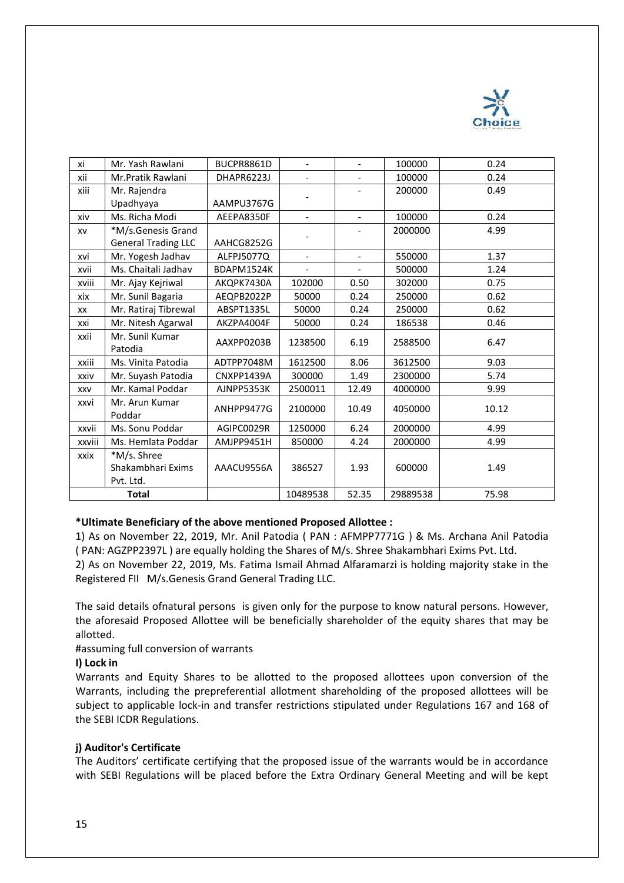| xi | Mr. Yash Rawlani | BUCPR8861D | - | - | 100000 | 0.24 |
|---|---|---|---|---|---|---|
| xii | Mr.Pratik Rawlani | DHAPR6223J | - | - | 100000 | 0.24 |
| xiii | Mr. Rajendra Upadhyaya | AAMPU3767G | - | - | 200000 | 0.49 |
| xiv | Ms. Richa Modi | AEEPA8350F | - | - | 100000 | 0.24 |
| xv | *M/s.Genesis Grand General Trading LLC | AAHCG8252G | - | - | 2000000 | 4.99 |
| xvi | Mr. Yogesh Jadhav | ALFPJ5077Q | - | - | 550000 | 1.37 |
| xvii | Ms. Chaitali Jadhav | BDAPM1524K | - | - | 500000 | 1.24 |
| xviii | Mr. Ajay Kejriwal | AKQPK7430A | 102000 | 0.50 | 302000 | 0.75 |
| xix | Mr. Sunil Bagaria | AEQPB2022P | 50000 | 0.24 | 250000 | 0.62 |
| xx | Mr. Ratiraj Tibrewal | ABSPT1335L | 50000 | 0.24 | 250000 | 0.62 |
| xxi | Mr. Nitesh Agarwal | AKZPA4004F | 50000 | 0.24 | 186538 | 0.46 |
| xxii | Mr. Sunil Kumar Patodia | AAXPP0203B | 1238500 | 6.19 | 2588500 | 6.47 |
| xxiii | Ms. Vinita Patodia | ADTPP7048M | 1612500 | 8.06 | 3612500 | 9.03 |
| xxiv | Mr. Suyash Patodia | CNXPP1439A | 300000 | 1.49 | 2300000 | 5.74 |
| xxv | Mr. Kamal Poddar | AJNPP5353K | 2500011 | 12.49 | 4000000 | 9.99 |
| xxvi | Mr. Arun Kumar Poddar | ANHPP9477G | 2100000 | 10.49 | 4050000 | 10.12 |
| xxvii | Ms. Sonu Poddar | AGIPC0029R | 1250000 | 6.24 | 2000000 | 4.99 |
| xxviii | Ms. Hemlata Poddar | AMJPP9451H | 850000 | 4.24 | 2000000 | 4.99 |
| xxix | *M/s. Shree Shakambhari Exims Pvt. Ltd. | AAACU9556A | 386527 | 1.93 | 600000 | 1.49 |
| **Total** | | | 10489538 | 52.35 | 29889538 | 75.98 |

**\*Ultimate Beneficiary of the above mentioned Proposed Allottee :**

1) As on November 22, 2019, Mr. Anil Patodia ( PAN : AFMPP7771G ) & Ms. Archana Anil Patodia ( PAN: AGZPP2397L ) are equally holding the Shares of M/s. Shree Shakambhari Exims Pvt. Ltd.

2) As on November 22, 2019, Ms. Fatima Ismail Ahmad Alfaramarzi is holding majority stake in the Registered FII M/s.Genesis Grand General Trading LLC.

The said details ofnatural persons is given only for the purpose to know natural persons. However, the aforesaid Proposed Allottee will be beneficially shareholder of the equity shares that may be allotted.

#assuming full conversion of warrants

**I) Lock in**

Warrants and Equity Shares to be allotted to the proposed allottees upon conversion of the Warrants, including the prepreferential allotment shareholding of the proposed allottees will be subject to applicable lock-in and transfer restrictions stipulated under Regulations 167 and 168 of the SEBI ICDR Regulations.

**j) Auditor's Certificate**

The Auditors' certificate certifying that the proposed issue of the warrants would be in accordance with SEBI Regulations will be placed before the Extra Ordinary General Meeting and will be kept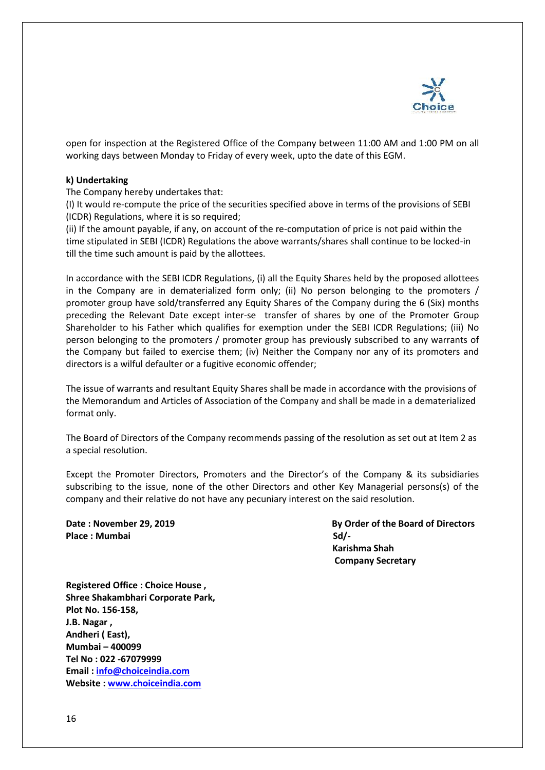open for inspection at the Registered Office of the Company between 11:00 AM and 1:00 PM on all working days between Monday to Friday of every week, upto the date of this EGM.

**k) Undertaking**

The Company hereby undertakes that:

(I) It would re-compute the price of the securities specified above in terms of the provisions of SEBI (ICDR) Regulations, where it is so required;

(ii) If the amount payable, if any, on account of the re-computation of price is not paid within the time stipulated in SEBI (ICDR) Regulations the above warrants/shares shall continue to be locked-in till the time such amount is paid by the allottees.

In accordance with the SEBI ICDR Regulations, (i) all the Equity Shares held by the proposed allottees in the Company are in dematerialized form only; (ii) No person belonging to the promoters / promoter group have sold/transferred any Equity Shares of the Company during the 6 (Six) months preceding the Relevant Date except inter-se transfer of shares by one of the Promoter Group Shareholder to his Father which qualifies for exemption under the SEBI ICDR Regulations; (iii) No person belonging to the promoters / promoter group has previously subscribed to any warrants of the Company but failed to exercise them; (iv) Neither the Company nor any of its promoters and directors is a wilful defaulter or a fugitive economic offender;

The issue of warrants and resultant Equity Shares shall be made in accordance with the provisions of the Memorandum and Articles of Association of the Company and shall be made in a dematerialized format only.

The Board of Directors of the Company recommends passing of the resolution as set out at Item 2 as a special resolution.

Except the Promoter Directors, Promoters and the Director's of the Company & its subsidiaries subscribing to the issue, none of the other Directors and other Key Managerial persons(s) of the company and their relative do not have any pecuniary interest on the said resolution.

**Date : November 29, 2019**
**Place : Mumbai**

**By Order of the Board of Directors**
**Sd/-**
**Karishma Shah**
**Company Secretary**

**Registered Office : Choice House ,**
**Shree Shakambhari Corporate Park,**
**Plot No. 156-158,**
**J.B. Nagar ,**
**Andheri ( East),**
**Mumbai – 400099**
**Tel No : 022 -67079999**
**Email : info@choiceindia.com**
**Website : www.choiceindia.com**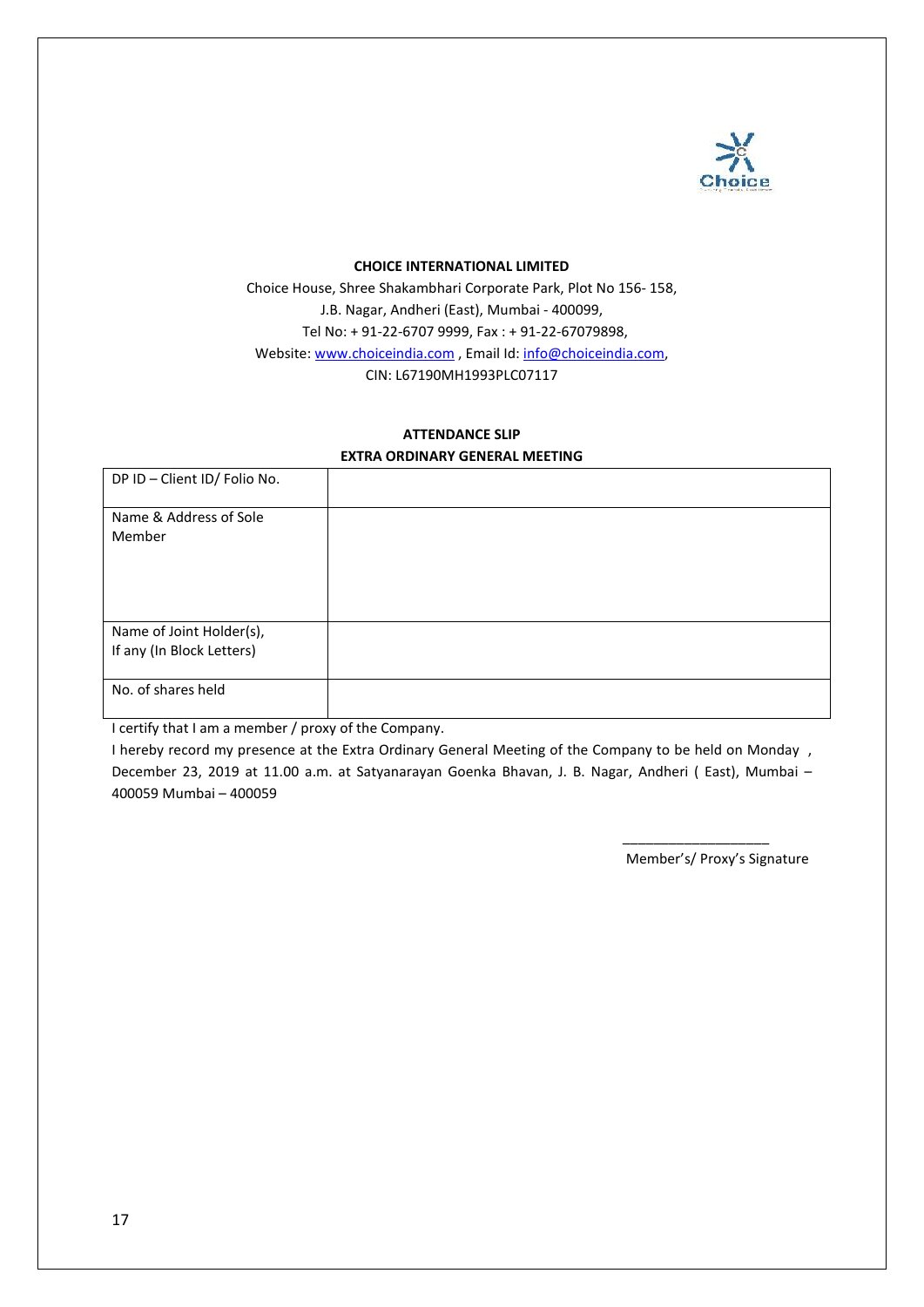**CHOICE INTERNATIONAL LIMITED**

Choice House, Shree Shakambhari Corporate Park, Plot No 156- 158,
J.B. Nagar, Andheri (East), Mumbai - 400099,
Tel No: + 91-22-6707 9999, Fax : + 91-22-67079898,
Website: www.choiceindia.com , Email Id: info@choiceindia.com,
CIN: L67190MH1993PLC07117

**ATTENDANCE SLIP**

**EXTRA ORDINARY GENERAL MEETING**

| DP ID – Client ID/ Folio No. | |
|---|---|
| Name & Address of Sole Member | |
| Name of Joint Holder(s), If any (In Block Letters) | |
| No. of shares held | |

I certify that I am a member / proxy of the Company.

I hereby record my presence at the Extra Ordinary General Meeting of the Company to be held on Monday , December 23, 2019 at 11.00 a.m. at Satyanarayan Goenka Bhavan, J. B. Nagar, Andheri ( East), Mumbai – 400059 Mumbai – 400059

___________________

Member's/ Proxy's Signature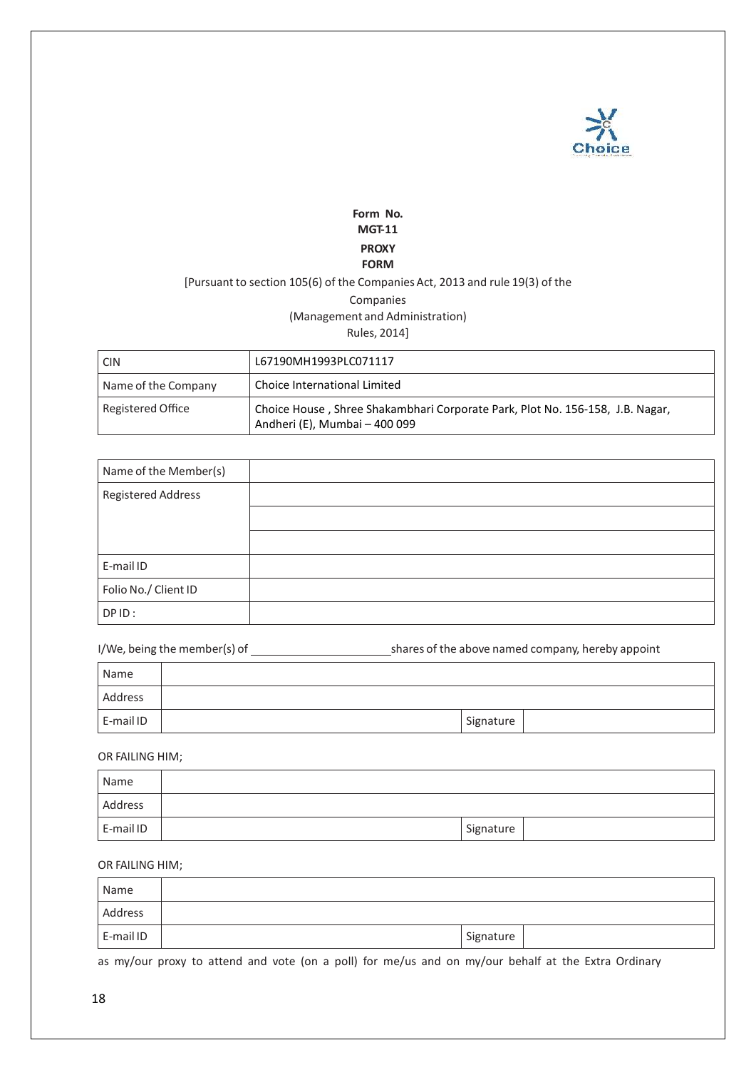**Form No. MGT-11**

**PROXY FORM**

[Pursuant to section 105(6) of the Companies Act, 2013 and rule 19(3) of the Companies (Management and Administration) Rules, 2014]

| CIN | L67190MH1993PLC071117 |
|---|---|
| Name of the Company | Choice International Limited |
| Registered Office | Choice House , Shree Shakambhari Corporate Park, Plot No. 156-158, J.B. Nagar, Andheri (E), Mumbai – 400 099 |

| Name of the Member(s) | |
|---|---|
| Registered Address | |
| | |
| | |
| E-mail ID | |
| Folio No./ Client ID | |
| DP ID : | |

I/We, being the member(s) of ______________________ shares of the above named company, hereby appoint

| Name | | | |
|---|---|---|---|
| Address | | | |
| E-mail ID | | Signature | |

OR FAILING HIM;

| Name | | | |
|---|---|---|---|
| Address | | | |
| E-mail ID | | Signature | |

OR FAILING HIM;

| Name | | | |
|---|---|---|---|
| Address | | | |
| E-mail ID | | Signature | |

as my/our proxy to attend and vote (on a poll) for me/us and on my/our behalf at the Extra Ordinary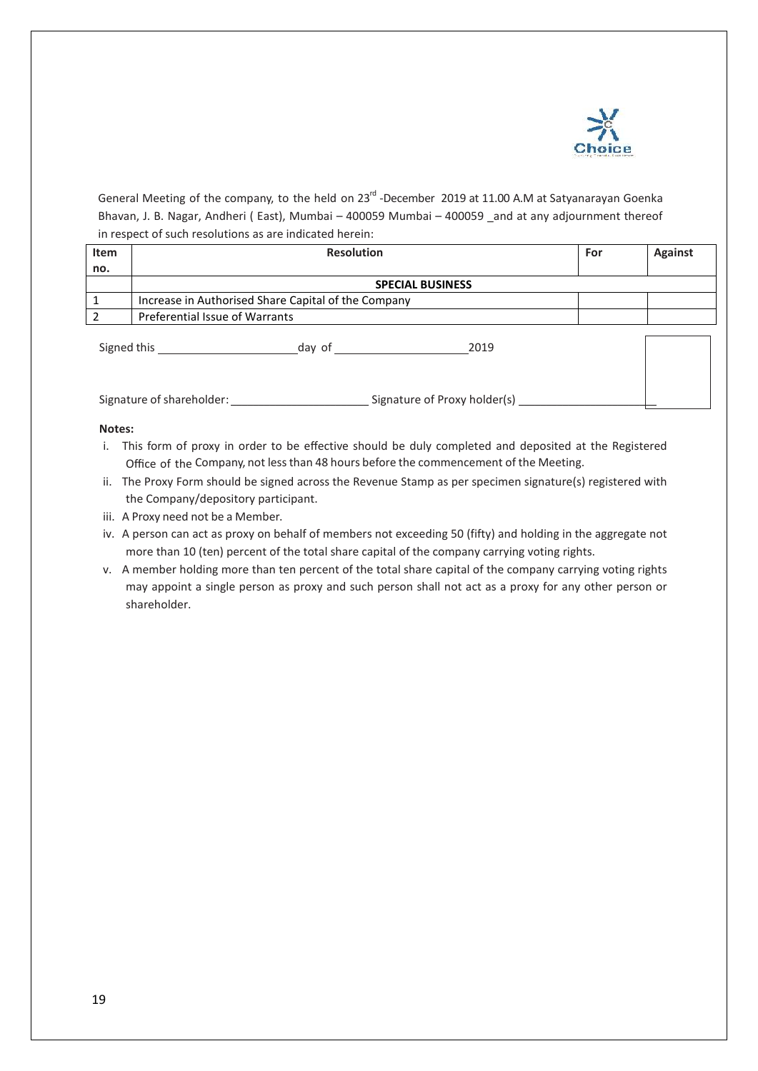General Meeting of the company, to the held on 23rd -December 2019 at 11.00 A.M at Satyanarayan Goenka Bhavan, J. B. Nagar, Andheri ( East), Mumbai – 400059 Mumbai – 400059 _and at any adjournment thereof in respect of such resolutions as are indicated herein:

| Item no. | Resolution | For | Against |
|---|---|---|---|
| | **SPECIAL BUSINESS** | | |
| 1 | Increase in Authorised Share Capital of the Company | | |
| 2 | Preferential Issue of Warrants | | |

Signed this ____________________ day of ____________________ 2019

Signature of shareholder: ____________________ Signature of Proxy holder(s) ____________________

**Notes:**

i. This form of proxy in order to be effective should be duly completed and deposited at the Registered Office of the Company, not less than 48 hours before the commencement of the Meeting.

ii. The Proxy Form should be signed across the Revenue Stamp as per specimen signature(s) registered with the Company/depository participant.

iii. A Proxy need not be a Member.

iv. A person can act as proxy on behalf of members not exceeding 50 (fifty) and holding in the aggregate not more than 10 (ten) percent of the total share capital of the company carrying voting rights.

v. A member holding more than ten percent of the total share capital of the company carrying voting rights may appoint a single person as proxy and such person shall not act as a proxy for any other person or shareholder.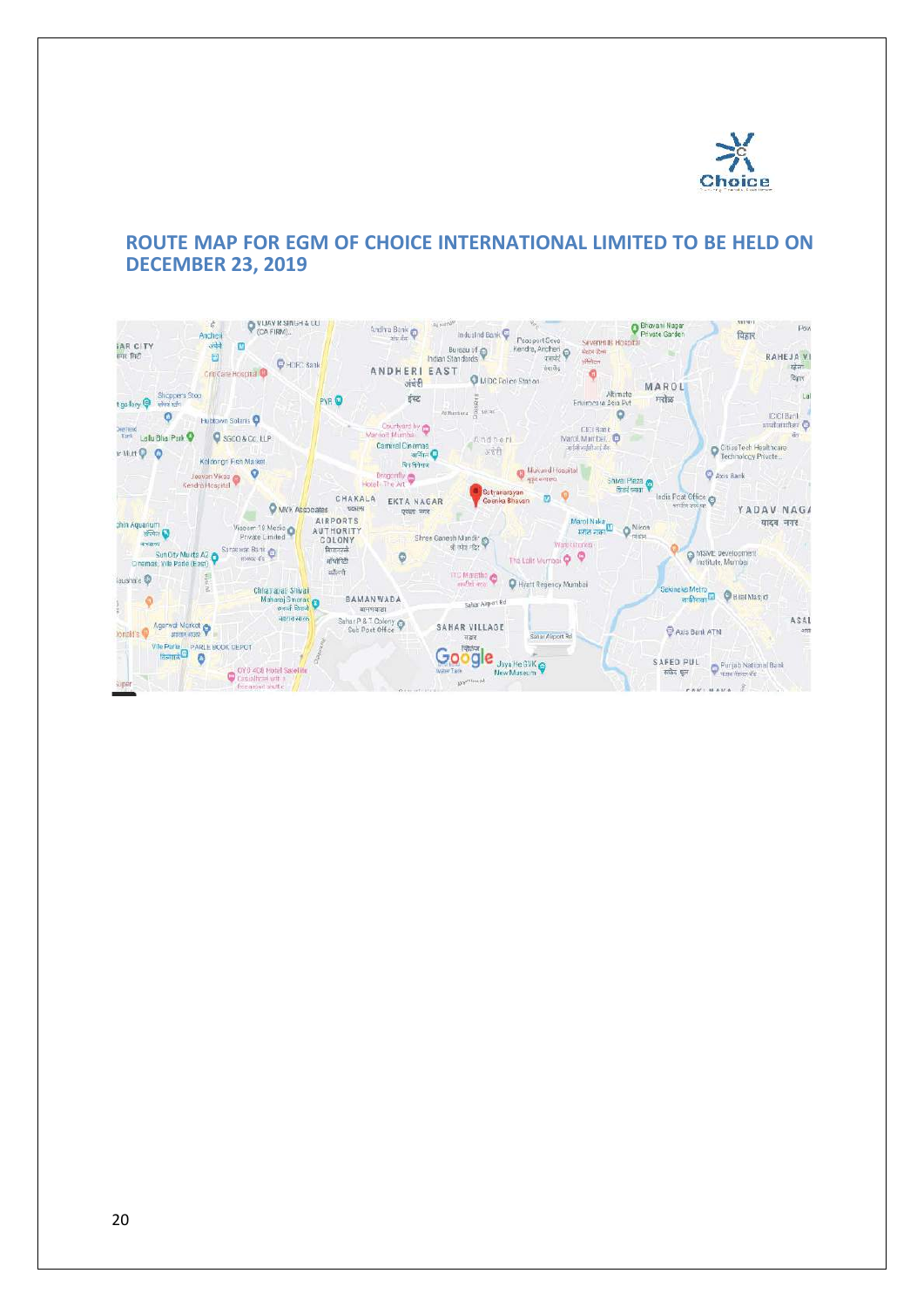## ROUTE MAP FOR EGM OF CHOICE INTERNATIONAL LIMITED TO BE HELD ON DECEMBER 23, 2019